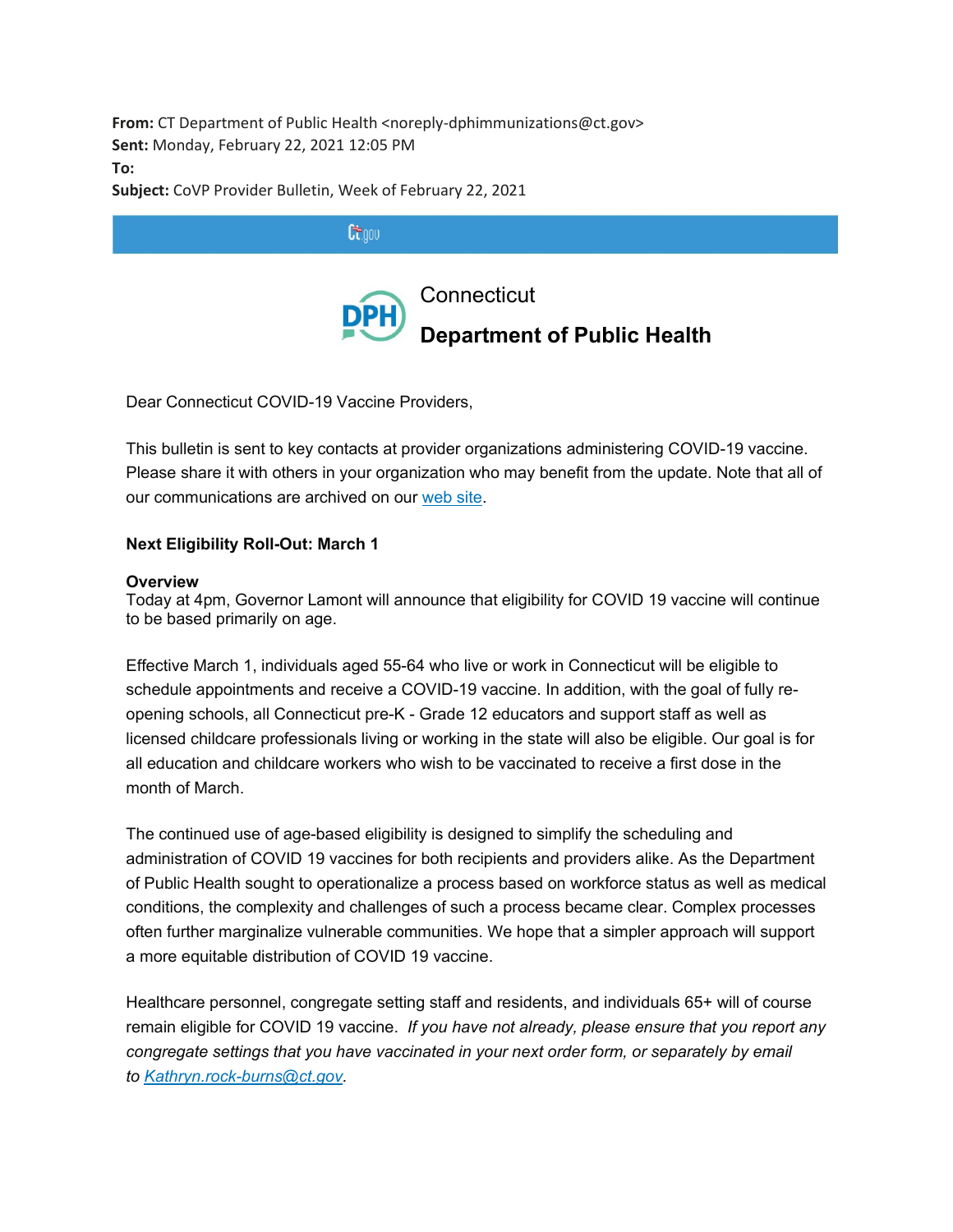**From:** CT Department of Public Health <noreply-dphimmunizations@ct.gov>
**Sent:** Monday, February 22, 2021 12:05 PM
**To:**
**Subject:** CoVP Provider Bulletin, Week of February 22, 2021

Connecticut

**Department of Public Health**

Dear Connecticut COVID-19 Vaccine Providers,

This bulletin is sent to key contacts at provider organizations administering COVID-19 vaccine. Please share it with others in your organization who may benefit from the update. Note that all of our communications are archived on our [web site](web site).

**Next Eligibility Roll-Out: March 1**

**Overview**
Today at 4pm, Governor Lamont will announce that eligibility for COVID 19 vaccine will continue to be based primarily on age.

Effective March 1, individuals aged 55-64 who live or work in Connecticut will be eligible to schedule appointments and receive a COVID-19 vaccine. In addition, with the goal of fully re-opening schools, all Connecticut pre-K - Grade 12 educators and support staff as well as licensed childcare professionals living or working in the state will also be eligible. Our goal is for all education and childcare workers who wish to be vaccinated to receive a first dose in the month of March.

The continued use of age-based eligibility is designed to simplify the scheduling and administration of COVID 19 vaccines for both recipients and providers alike. As the Department of Public Health sought to operationalize a process based on workforce status as well as medical conditions, the complexity and challenges of such a process became clear. Complex processes often further marginalize vulnerable communities. We hope that a simpler approach will support a more equitable distribution of COVID 19 vaccine.

Healthcare personnel, congregate setting staff and residents, and individuals 65+ will of course remain eligible for COVID 19 vaccine. *If you have not already, please ensure that you report any congregate settings that you have vaccinated in your next order form, or separately by email to [Kathryn.rock-burns@ct.gov](mailto:Kathryn.rock-burns@ct.gov).*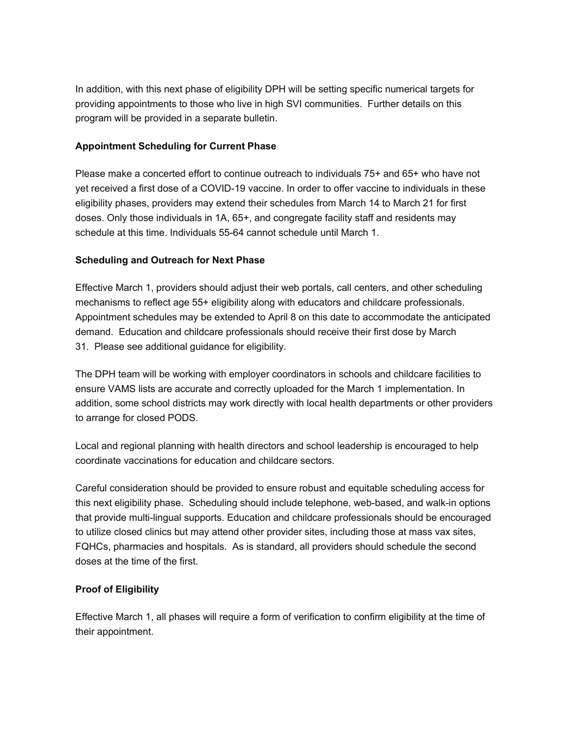In addition, with this next phase of eligibility DPH will be setting specific numerical targets for providing appointments to those who live in high SVI communities. Further details on this program will be provided in a separate bulletin.

**Appointment Scheduling for Current Phase**

Please make a concerted effort to continue outreach to individuals 75+ and 65+ who have not yet received a first dose of a COVID-19 vaccine. In order to offer vaccine to individuals in these eligibility phases, providers may extend their schedules from March 14 to March 21 for first doses. Only those individuals in 1A, 65+, and congregate facility staff and residents may schedule at this time. Individuals 55-64 cannot schedule until March 1.

**Scheduling and Outreach for Next Phase**

Effective March 1, providers should adjust their web portals, call centers, and other scheduling mechanisms to reflect age 55+ eligibility along with educators and childcare professionals. Appointment schedules may be extended to April 8 on this date to accommodate the anticipated demand. Education and childcare professionals should receive their first dose by March 31. Please see additional guidance for eligibility.

The DPH team will be working with employer coordinators in schools and childcare facilities to ensure VAMS lists are accurate and correctly uploaded for the March 1 implementation. In addition, some school districts may work directly with local health departments or other providers to arrange for closed PODS.

Local and regional planning with health directors and school leadership is encouraged to help coordinate vaccinations for education and childcare sectors.

Careful consideration should be provided to ensure robust and equitable scheduling access for this next eligibility phase. Scheduling should include telephone, web-based, and walk-in options that provide multi-lingual supports. Education and childcare professionals should be encouraged to utilize closed clinics but may attend other provider sites, including those at mass vax sites, FQHCs, pharmacies and hospitals. As is standard, all providers should schedule the second doses at the time of the first.

**Proof of Eligibility**

Effective March 1, all phases will require a form of verification to confirm eligibility at the time of their appointment.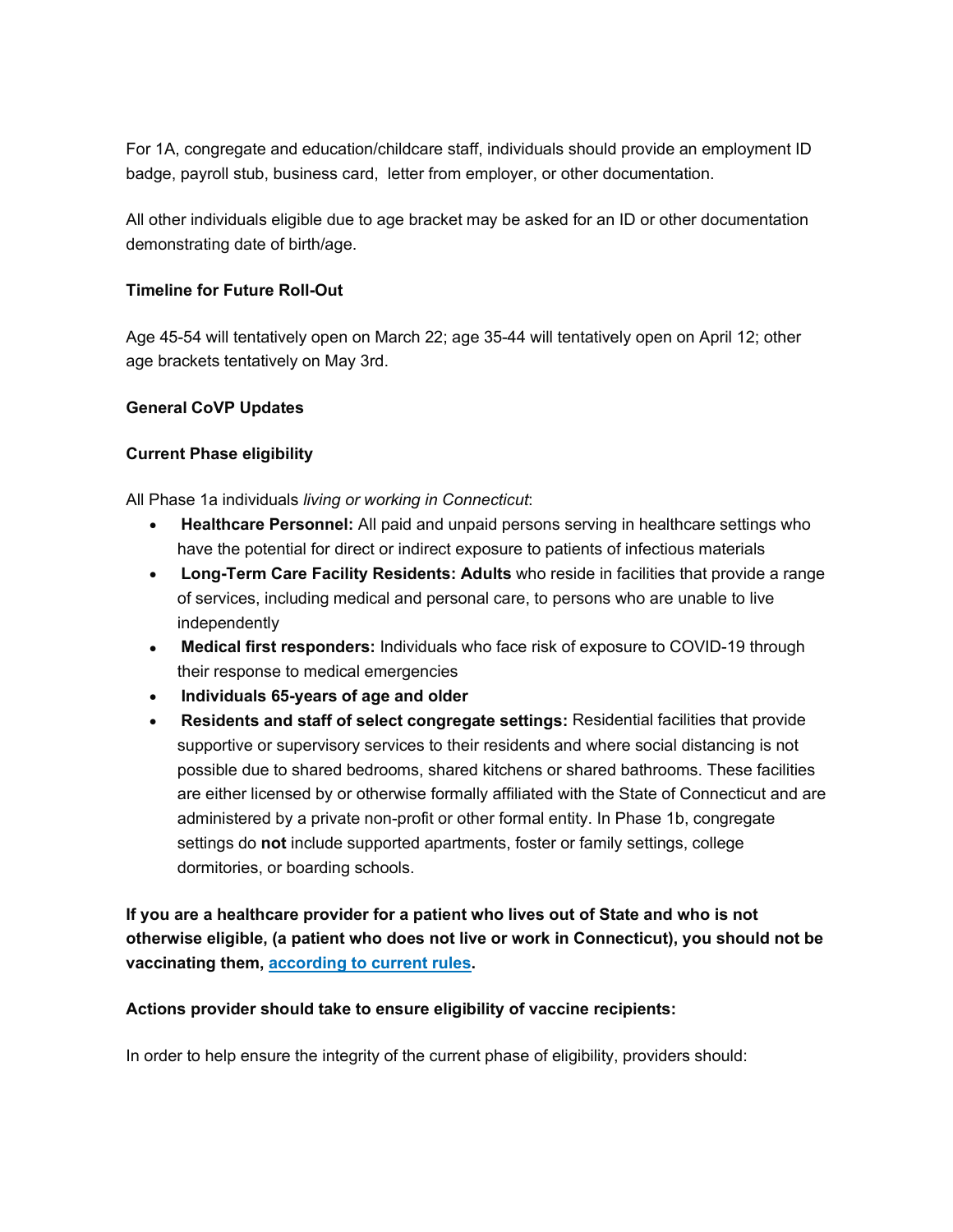For 1A, congregate and education/childcare staff, individuals should provide an employment ID badge, payroll stub, business card, letter from employer, or other documentation.

All other individuals eligible due to age bracket may be asked for an ID or other documentation demonstrating date of birth/age.

**Timeline for Future Roll-Out**

Age 45-54 will tentatively open on March 22; age 35-44 will tentatively open on April 12; other age brackets tentatively on May 3rd.

**General CoVP Updates**

**Current Phase eligibility**

All Phase 1a individuals *living or working in Connecticut*:

- **Healthcare Personnel:** All paid and unpaid persons serving in healthcare settings who have the potential for direct or indirect exposure to patients of infectious materials
- **Long-Term Care Facility Residents: Adults** who reside in facilities that provide a range of services, including medical and personal care, to persons who are unable to live independently
- **Medical first responders:** Individuals who face risk of exposure to COVID-19 through their response to medical emergencies
- **Individuals 65-years of age and older**
- **Residents and staff of select congregate settings:** Residential facilities that provide supportive or supervisory services to their residents and where social distancing is not possible due to shared bedrooms, shared kitchens or shared bathrooms. These facilities are either licensed by or otherwise formally affiliated with the State of Connecticut and are administered by a private non-profit or other formal entity. In Phase 1b, congregate settings do **not** include supported apartments, foster or family settings, college dormitories, or boarding schools.

**If you are a healthcare provider for a patient who lives out of State and who is not otherwise eligible, (a patient who does not live or work in Connecticut), you should not be vaccinating them, according to current rules.**

**Actions provider should take to ensure eligibility of vaccine recipients:**

In order to help ensure the integrity of the current phase of eligibility, providers should: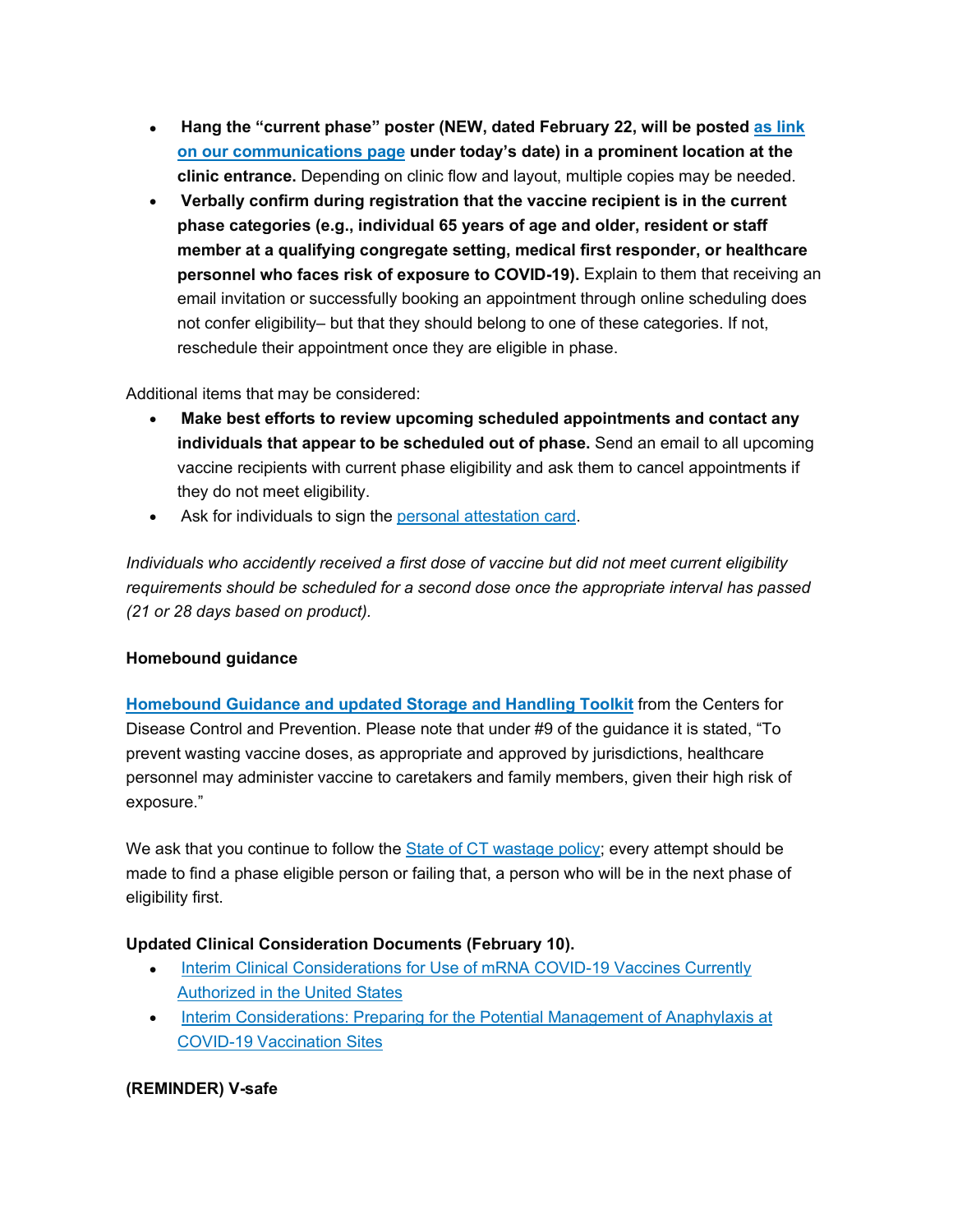- **Hang the "current phase" poster (NEW, dated February 22, will be posted as link on our communications page under today's date) in a prominent location at the clinic entrance.** Depending on clinic flow and layout, multiple copies may be needed.
- **Verbally confirm during registration that the vaccine recipient is in the current phase categories (e.g., individual 65 years of age and older, resident or staff member at a qualifying congregate setting, medical first responder, or healthcare personnel who faces risk of exposure to COVID-19).** Explain to them that receiving an email invitation or successfully booking an appointment through online scheduling does not confer eligibility– but that they should belong to one of these categories. If not, reschedule their appointment once they are eligible in phase.

Additional items that may be considered:

- **Make best efforts to review upcoming scheduled appointments and contact any individuals that appear to be scheduled out of phase.** Send an email to all upcoming vaccine recipients with current phase eligibility and ask them to cancel appointments if they do not meet eligibility.
- Ask for individuals to sign the personal attestation card.

*Individuals who accidently received a first dose of vaccine but did not meet current eligibility requirements should be scheduled for a second dose once the appropriate interval has passed (21 or 28 days based on product).*

**Homebound guidance**

**Homebound Guidance and updated Storage and Handling Toolkit** from the Centers for Disease Control and Prevention. Please note that under #9 of the guidance it is stated, "To prevent wasting vaccine doses, as appropriate and approved by jurisdictions, healthcare personnel may administer vaccine to caretakers and family members, given their high risk of exposure."

We ask that you continue to follow the State of CT wastage policy; every attempt should be made to find a phase eligible person or failing that, a person who will be in the next phase of eligibility first.

**Updated Clinical Consideration Documents (February 10).**

- Interim Clinical Considerations for Use of mRNA COVID-19 Vaccines Currently Authorized in the United States
- Interim Considerations: Preparing for the Potential Management of Anaphylaxis at COVID-19 Vaccination Sites

**(REMINDER) V-safe**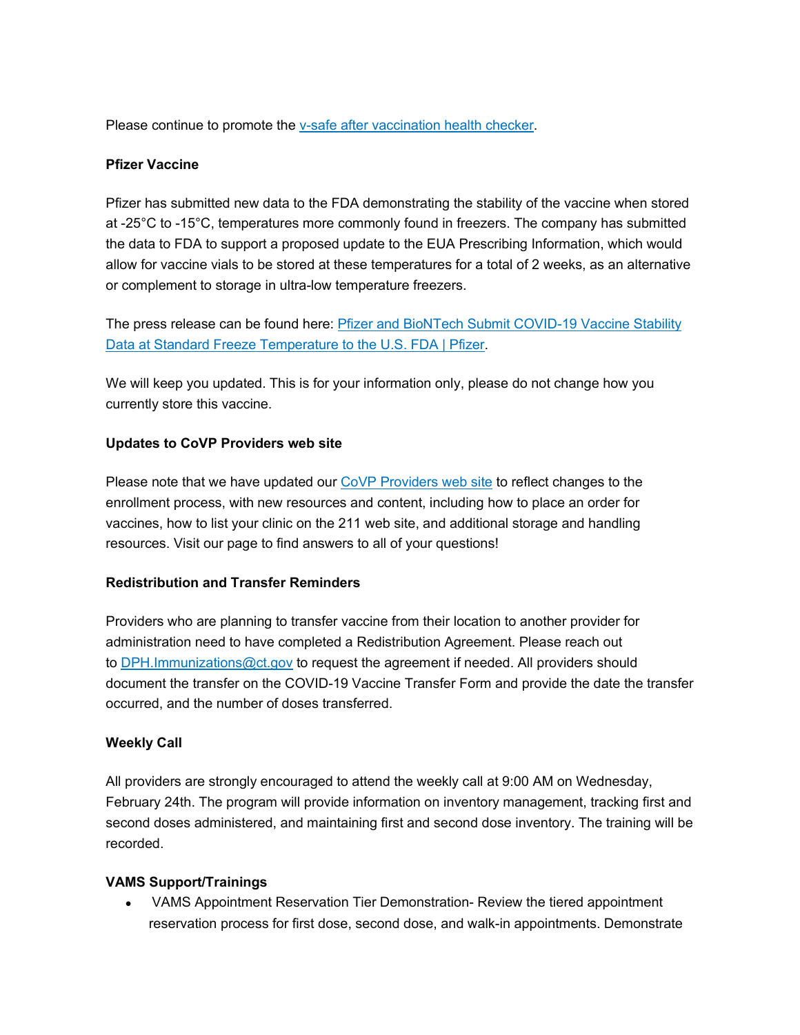Please continue to promote the [v-safe after vaccination health checker](#).

**Pfizer Vaccine**

Pfizer has submitted new data to the FDA demonstrating the stability of the vaccine when stored at -25°C to -15°C, temperatures more commonly found in freezers. The company has submitted the data to FDA to support a proposed update to the EUA Prescribing Information, which would allow for vaccine vials to be stored at these temperatures for a total of 2 weeks, as an alternative or complement to storage in ultra-low temperature freezers.

The press release can be found here: [Pfizer and BioNTech Submit COVID-19 Vaccine Stability Data at Standard Freeze Temperature to the U.S. FDA | Pfizer](#).

We will keep you updated. This is for your information only, please do not change how you currently store this vaccine.

**Updates to CoVP Providers web site**

Please note that we have updated our [CoVP Providers web site](#) to reflect changes to the enrollment process, with new resources and content, including how to place an order for vaccines, how to list your clinic on the 211 web site, and additional storage and handling resources. Visit our page to find answers to all of your questions!

**Redistribution and Transfer Reminders**

Providers who are planning to transfer vaccine from their location to another provider for administration need to have completed a Redistribution Agreement. Please reach out to [DPH.Immunizations@ct.gov](mailto:DPH.Immunizations@ct.gov) to request the agreement if needed. All providers should document the transfer on the COVID-19 Vaccine Transfer Form and provide the date the transfer occurred, and the number of doses transferred.

**Weekly Call**

All providers are strongly encouraged to attend the weekly call at 9:00 AM on Wednesday, February 24th. The program will provide information on inventory management, tracking first and second doses administered, and maintaining first and second dose inventory. The training will be recorded.

**VAMS Support/Trainings**

- VAMS Appointment Reservation Tier Demonstration- Review the tiered appointment reservation process for first dose, second dose, and walk-in appointments. Demonstrate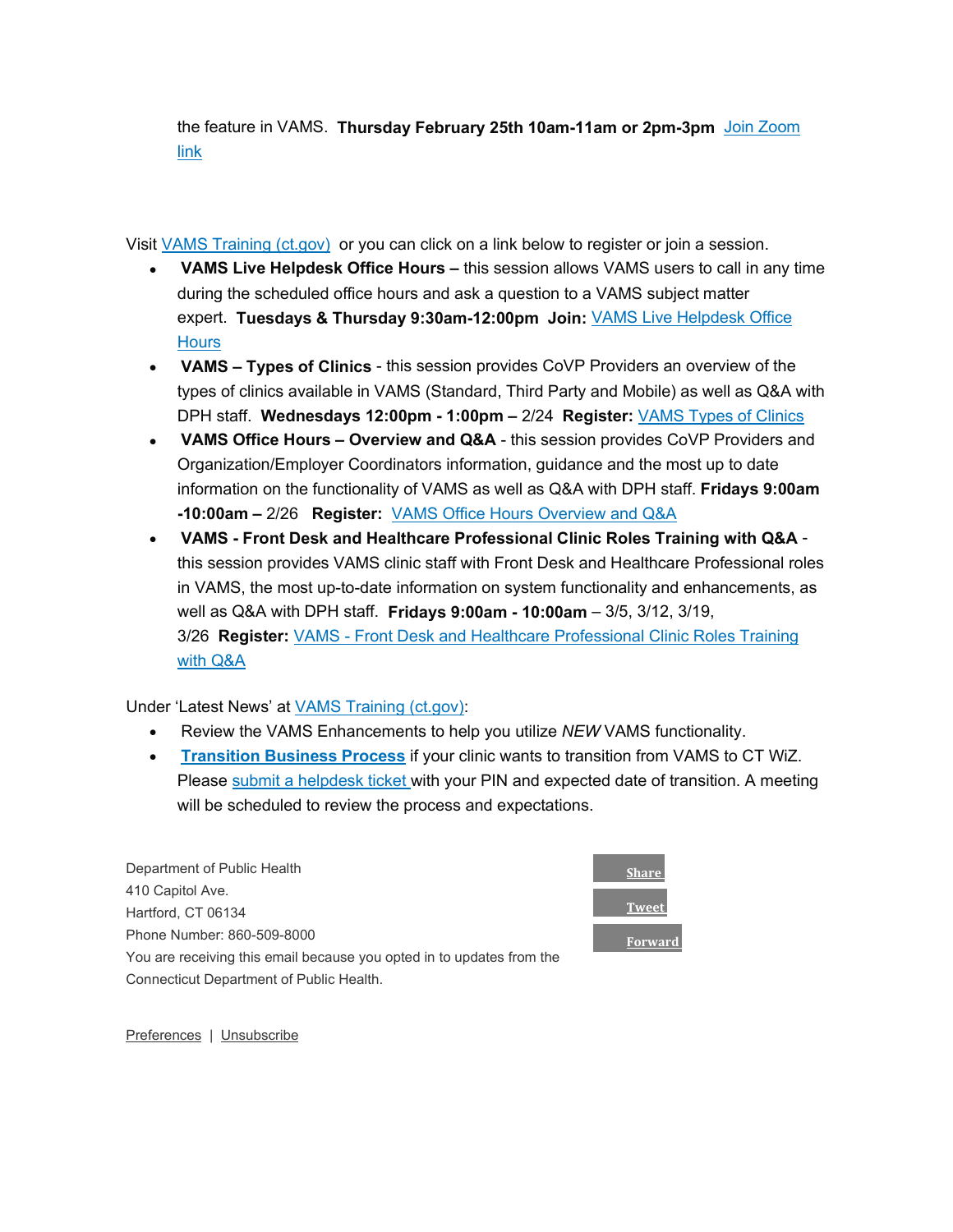the feature in VAMS. **Thursday February 25th 10am-11am or 2pm-3pm** Join Zoom link

Visit VAMS Training (ct.gov) or you can click on a link below to register or join a session.

- **VAMS Live Helpdesk Office Hours –** this session allows VAMS users to call in any time during the scheduled office hours and ask a question to a VAMS subject matter expert. **Tuesdays & Thursday 9:30am-12:00pm Join:** VAMS Live Helpdesk Office Hours
- **VAMS – Types of Clinics** - this session provides CoVP Providers an overview of the types of clinics available in VAMS (Standard, Third Party and Mobile) as well as Q&A with DPH staff. **Wednesdays 12:00pm - 1:00pm –** 2/24 **Register:** VAMS Types of Clinics
- **VAMS Office Hours – Overview and Q&A** - this session provides CoVP Providers and Organization/Employer Coordinators information, guidance and the most up to date information on the functionality of VAMS as well as Q&A with DPH staff. **Fridays 9:00am -10:00am –** 2/26 **Register:** VAMS Office Hours Overview and Q&A
- **VAMS - Front Desk and Healthcare Professional Clinic Roles Training with Q&A** - this session provides VAMS clinic staff with Front Desk and Healthcare Professional roles in VAMS, the most up-to-date information on system functionality and enhancements, as well as Q&A with DPH staff. **Fridays 9:00am - 10:00am** – 3/5, 3/12, 3/19, 3/26 **Register:** VAMS - Front Desk and Healthcare Professional Clinic Roles Training with Q&A

Under 'Latest News' at VAMS Training (ct.gov):

- Review the VAMS Enhancements to help you utilize *NEW* VAMS functionality.
- **Transition Business Process** if your clinic wants to transition from VAMS to CT WiZ. Please submit a helpdesk ticket with your PIN and expected date of transition. A meeting will be scheduled to review the process and expectations.

Department of Public Health
410 Capitol Ave.
Hartford, CT 06134
Phone Number: 860-509-8000
You are receiving this email because you opted in to updates from the Connecticut Department of Public Health.

Share
Tweet
Forward

Preferences | Unsubscribe